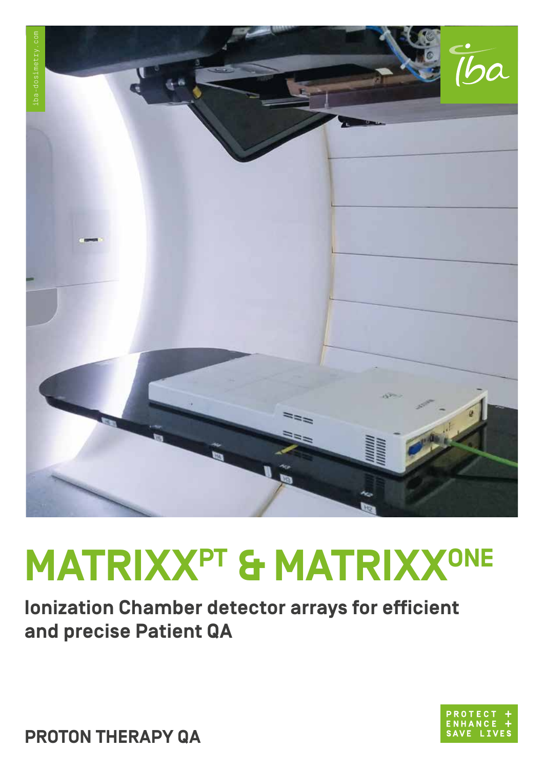# MATRIXX^PT & MATRIXX^ONE

**Ionization Chamber detector arrays for efficient and precise Patient QA**

PROTECT + ENHANCE + SAVE LIVES

**PROTON THERAPY QA**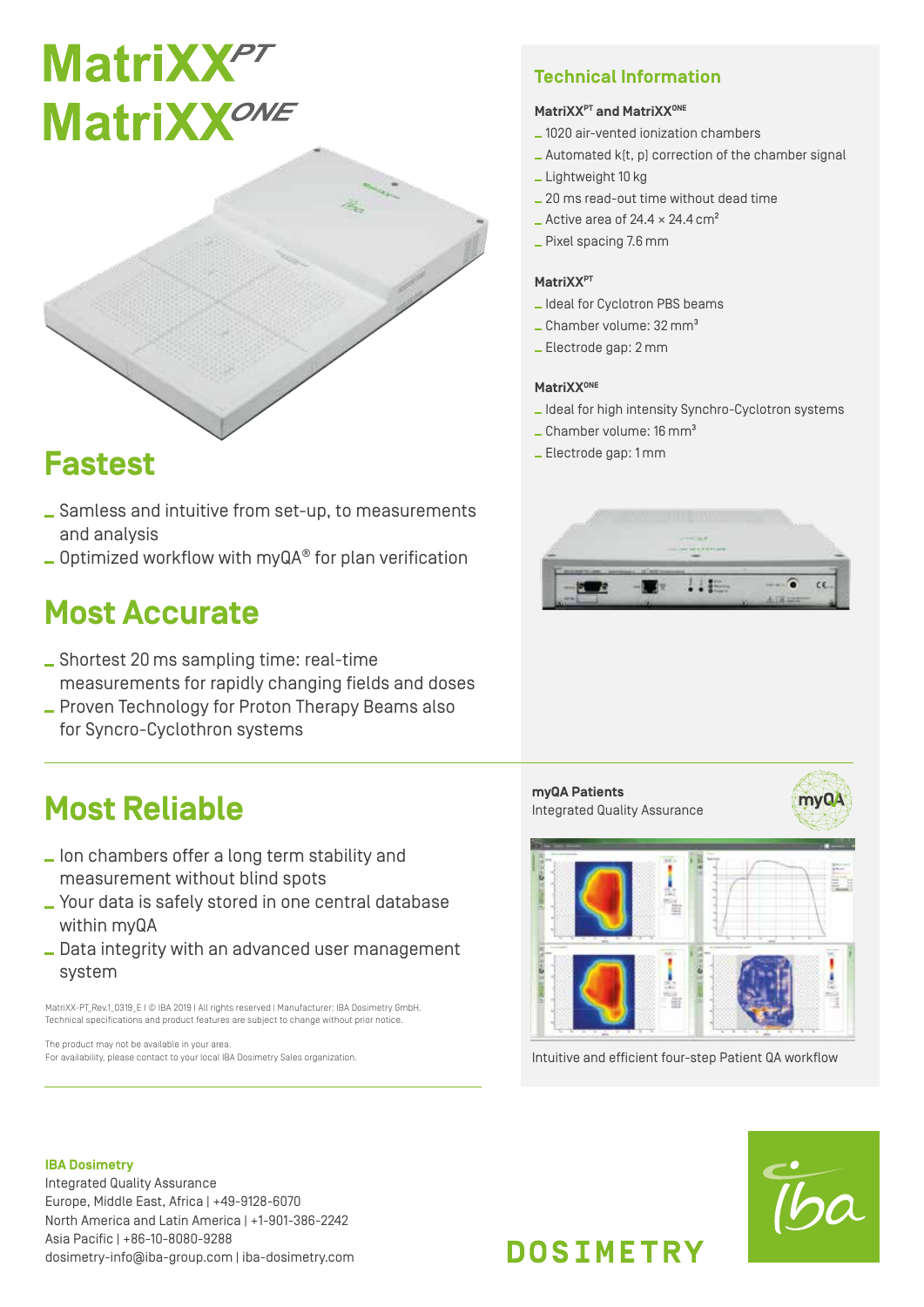# MatriXX$^{PT}$ MatriXX$^{ONE}$

## Fastest

- Samless and intuitive from set-up, to measurements and analysis
- Optimized workflow with myQA® for plan verification

## Most Accurate

- Shortest 20 ms sampling time: real-time measurements for rapidly changing fields and doses
- Proven Technology for Proton Therapy Beams also for Syncro-Cyclothron systems

## Most Reliable

- Ion chambers offer a long term stability and measurement without blind spots
- Your data is safely stored in one central database within myQA
- Data integrity with an advanced user management system

MatriXX-PT_Rev.1_0319_E | © IBA 2019 | All rights reserved | Manufacturer: IBA Dosimetry GmbH.
Technical specifications and product features are subject to change without prior notice.

The product may not be available in your area.
For availability, please contact to your local IBA Dosimetry Sales organization.

## Technical Information

**MatriXX$^{PT}$ and MatriXX$^{ONE}$**

- 1020 air-vented ionization chambers
- Automated k[t, p] correction of the chamber signal
- Lightweight 10 kg
- 20 ms read-out time without dead time
- Active area of 24.4 × 24.4 $cm^2$
- Pixel spacing 7.6 mm

**MatriXX$^{PT}$**

- Ideal for Cyclotron PBS beams
- Chamber volume: 32 $mm^3$
- Electrode gap: 2 mm

**MatriXX$^{ONE}$**

- Ideal for high intensity Synchro-Cyclotron systems
- Chamber volume: 16 $mm^3$
- Electrode gap: 1 mm

**myQA Patients**
Integrated Quality Assurance

Intuitive and efficient four-step Patient QA workflow

**IBA Dosimetry**
Integrated Quality Assurance
Europe, Middle East, Africa | +49-9128-6070
North America and Latin America | +1-901-386-2242
Asia Pacific | +86-10-8080-9288
dosimetry-info@iba-group.com | iba-dosimetry.com

DOSIMETRY